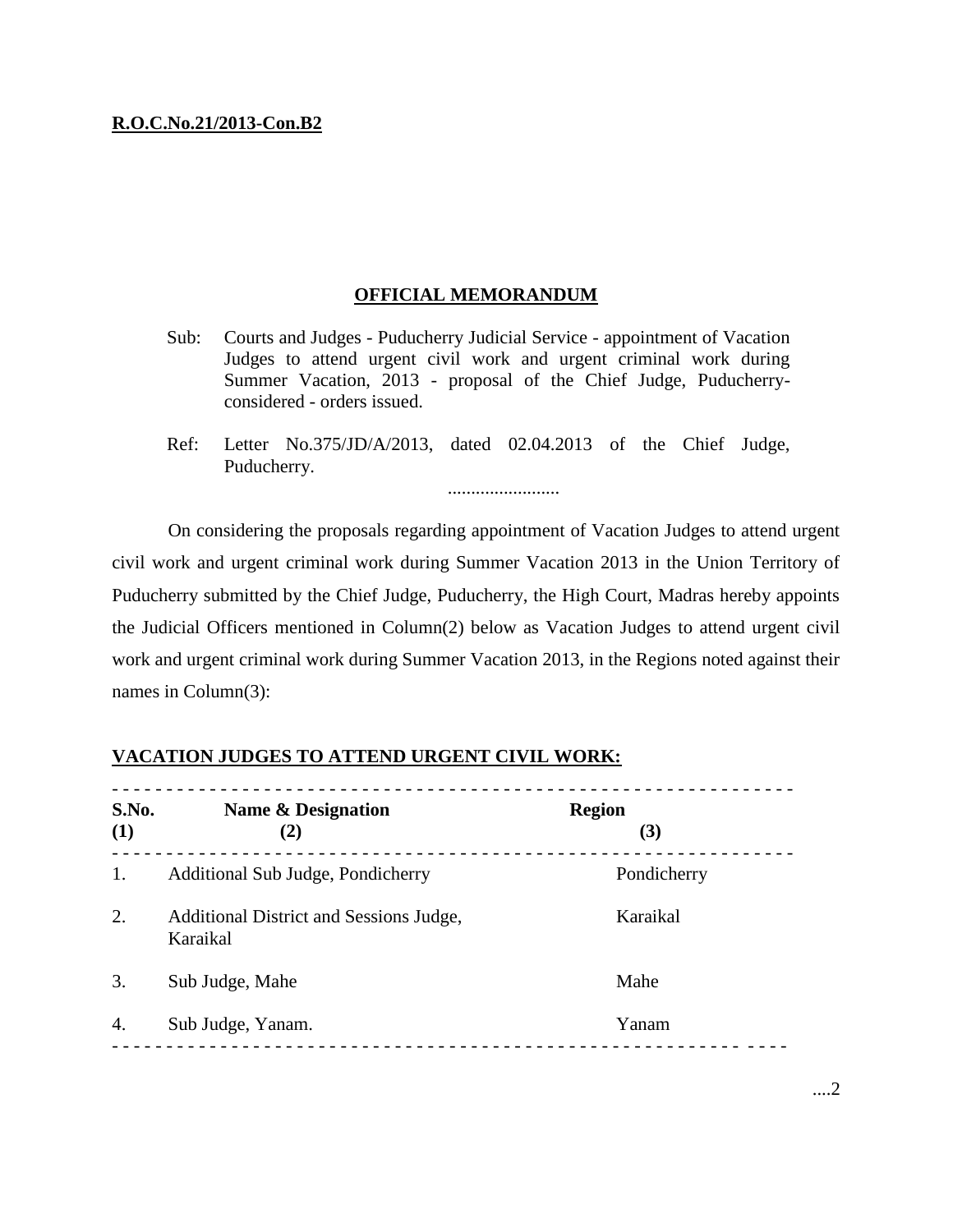**R.O.C.No.21/2013-Con.B2**

## OFFICIAL MEMORANDUM

Sub: Courts and Judges - Puducherry Judicial Service - appointment of Vacation Judges to attend urgent civil work and urgent criminal work during Summer Vacation, 2013 - proposal of the Chief Judge, Puducherry- considered - orders issued.

Ref: Letter No.375/JD/A/2013, dated 02.04.2013 of the Chief Judge, Puducherry.

........................

On considering the proposals regarding appointment of Vacation Judges to attend urgent civil work and urgent criminal work during Summer Vacation 2013 in the Union Territory of Puducherry submitted by the Chief Judge, Puducherry, the High Court, Madras hereby appoints the Judicial Officers mentioned in Column(2) below as Vacation Judges to attend urgent civil work and urgent criminal work during Summer Vacation 2013, in the Regions noted against their names in Column(3):

**VACATION JUDGES TO ATTEND URGENT CIVIL WORK:**

| S.No. (1) | Name & Designation (2) | Region (3) |
|---|---|---|
| 1. | Additional Sub Judge, Pondicherry | Pondicherry |
| 2. | Additional District and Sessions Judge, Karaikal | Karaikal |
| 3. | Sub Judge, Mahe | Mahe |
| 4. | Sub Judge, Yanam. | Yanam |

....2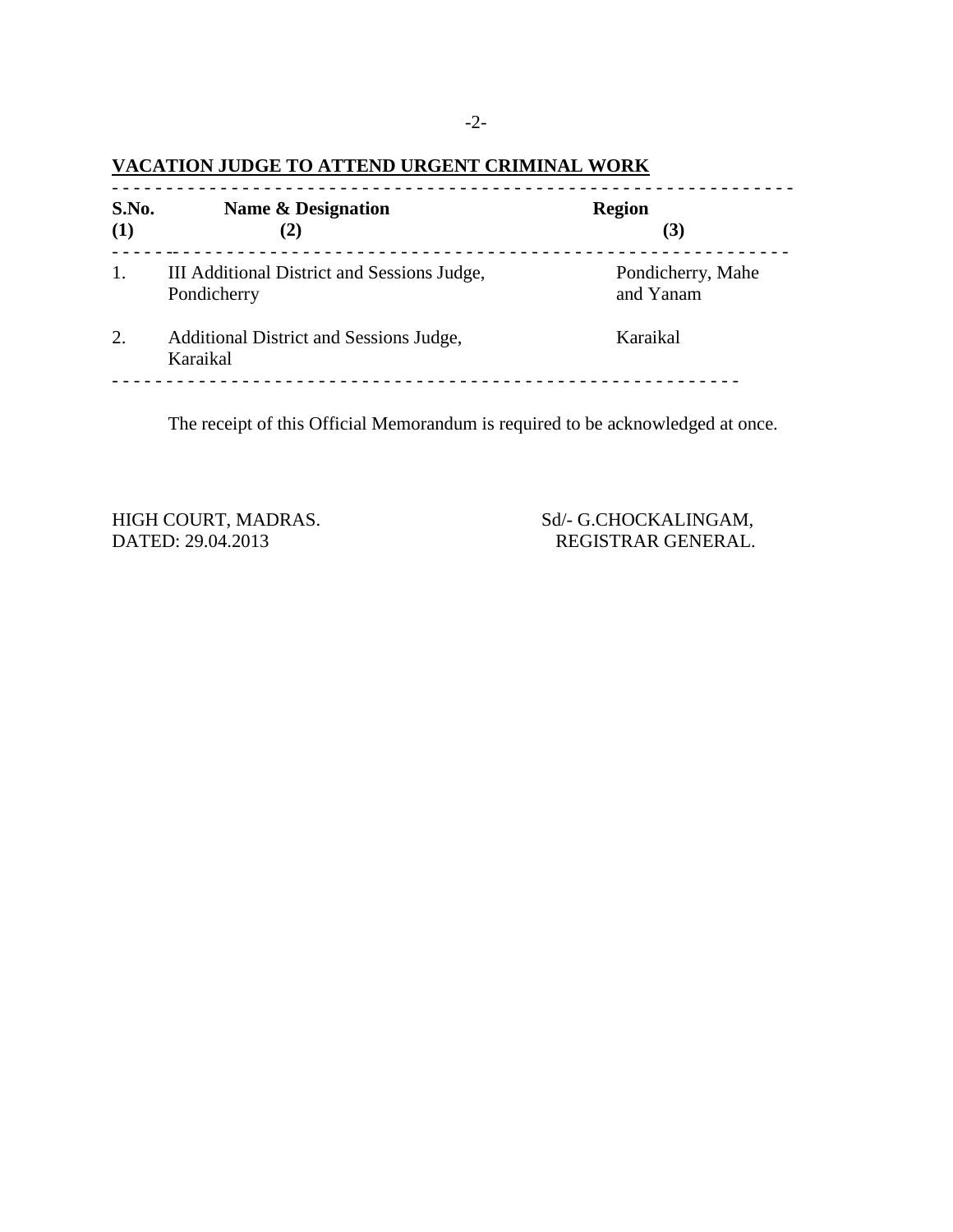**VACATION JUDGE TO ATTEND URGENT CRIMINAL WORK**

| S.No. (1) | Name & Designation (2) | Region (3) |
|---|---|---|
| 1. | III Additional District and Sessions Judge, Pondicherry | Pondicherry, Mahe and Yanam |
| 2. | Additional District and Sessions Judge, Karaikal | Karaikal |

The receipt of this Official Memorandum is required to be acknowledged at once.

HIGH COURT, MADRAS.
DATED: 29.04.2013

Sd/- G.CHOCKALINGAM,
REGISTRAR GENERAL.